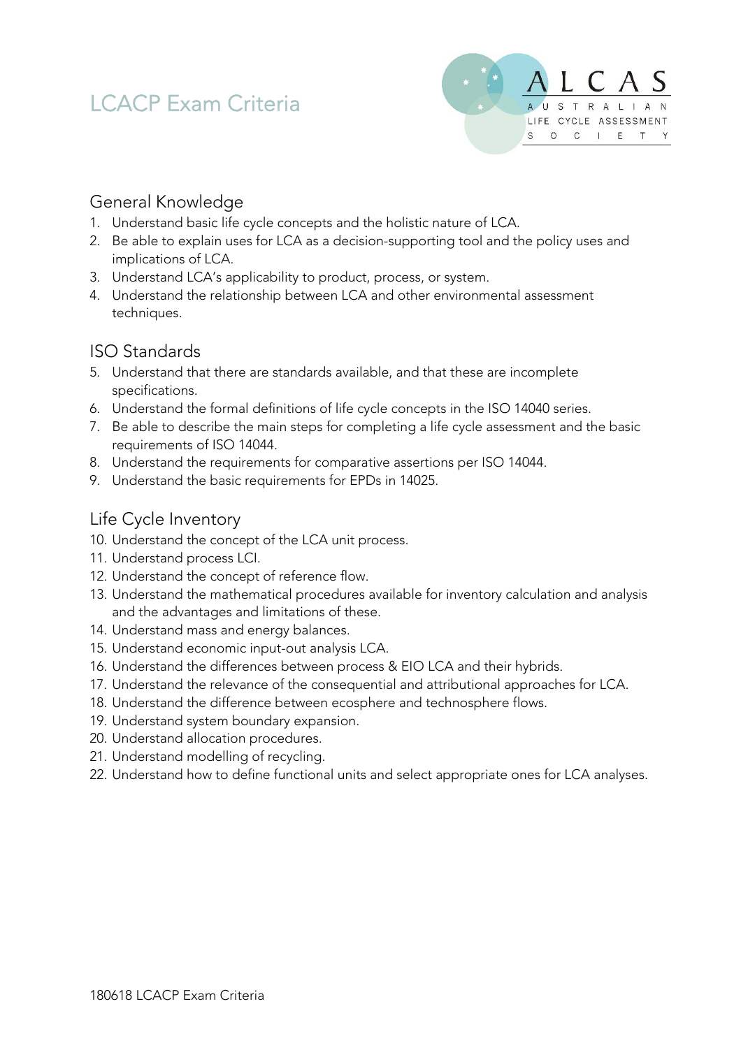# LCACP Exam Criteria

ALCAS
AUSTRALIAN
LIFE CYCLE ASSESSMENT
SOCIETY

## General Knowledge

1. Understand basic life cycle concepts and the holistic nature of LCA.
2. Be able to explain uses for LCA as a decision-supporting tool and the policy uses and implications of LCA.
3. Understand LCA's applicability to product, process, or system.
4. Understand the relationship between LCA and other environmental assessment techniques.

## ISO Standards

5. Understand that there are standards available, and that these are incomplete specifications.
6. Understand the formal definitions of life cycle concepts in the ISO 14040 series.
7. Be able to describe the main steps for completing a life cycle assessment and the basic requirements of ISO 14044.
8. Understand the requirements for comparative assertions per ISO 14044.
9. Understand the basic requirements for EPDs in 14025.

## Life Cycle Inventory

10. Understand the concept of the LCA unit process.
11. Understand process LCI.
12. Understand the concept of reference flow.
13. Understand the mathematical procedures available for inventory calculation and analysis and the advantages and limitations of these.
14. Understand mass and energy balances.
15. Understand economic input-out analysis LCA.
16. Understand the differences between process & EIO LCA and their hybrids.
17. Understand the relevance of the consequential and attributional approaches for LCA.
18. Understand the difference between ecosphere and technosphere flows.
19. Understand system boundary expansion.
20. Understand allocation procedures.
21. Understand modelling of recycling.
22. Understand how to define functional units and select appropriate ones for LCA analyses.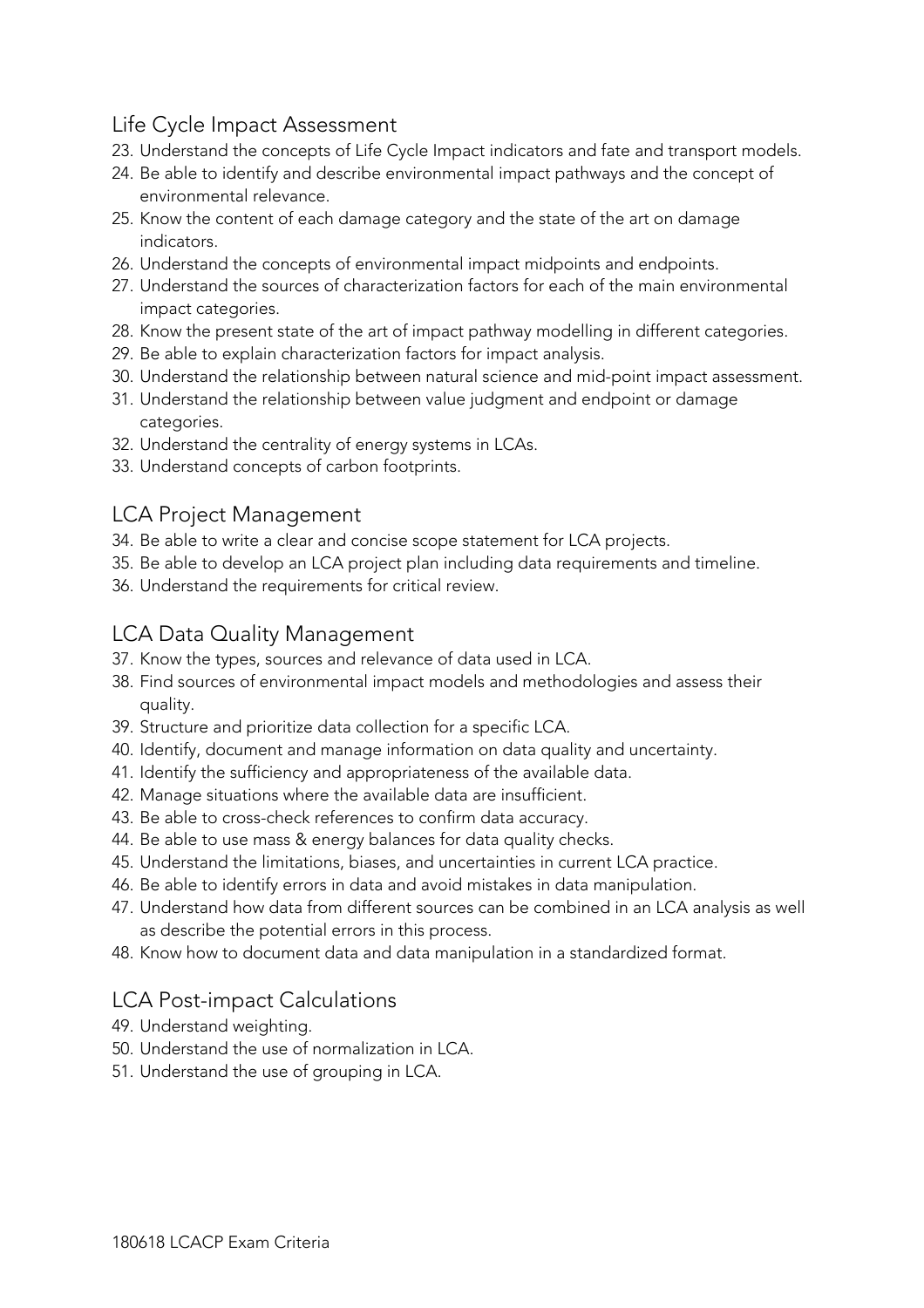## Life Cycle Impact Assessment

23. Understand the concepts of Life Cycle Impact indicators and fate and transport models.
24. Be able to identify and describe environmental impact pathways and the concept of environmental relevance.
25. Know the content of each damage category and the state of the art on damage indicators.
26. Understand the concepts of environmental impact midpoints and endpoints.
27. Understand the sources of characterization factors for each of the main environmental impact categories.
28. Know the present state of the art of impact pathway modelling in different categories.
29. Be able to explain characterization factors for impact analysis.
30. Understand the relationship between natural science and mid-point impact assessment.
31. Understand the relationship between value judgment and endpoint or damage categories.
32. Understand the centrality of energy systems in LCAs.
33. Understand concepts of carbon footprints.

## LCA Project Management

34. Be able to write a clear and concise scope statement for LCA projects.
35. Be able to develop an LCA project plan including data requirements and timeline.
36. Understand the requirements for critical review.

## LCA Data Quality Management

37. Know the types, sources and relevance of data used in LCA.
38. Find sources of environmental impact models and methodologies and assess their quality.
39. Structure and prioritize data collection for a specific LCA.
40. Identify, document and manage information on data quality and uncertainty.
41. Identify the sufficiency and appropriateness of the available data.
42. Manage situations where the available data are insufficient.
43. Be able to cross-check references to confirm data accuracy.
44. Be able to use mass & energy balances for data quality checks.
45. Understand the limitations, biases, and uncertainties in current LCA practice.
46. Be able to identify errors in data and avoid mistakes in data manipulation.
47. Understand how data from different sources can be combined in an LCA analysis as well as describe the potential errors in this process.
48. Know how to document data and data manipulation in a standardized format.

## LCA Post-impact Calculations

49. Understand weighting.
50. Understand the use of normalization in LCA.
51. Understand the use of grouping in LCA.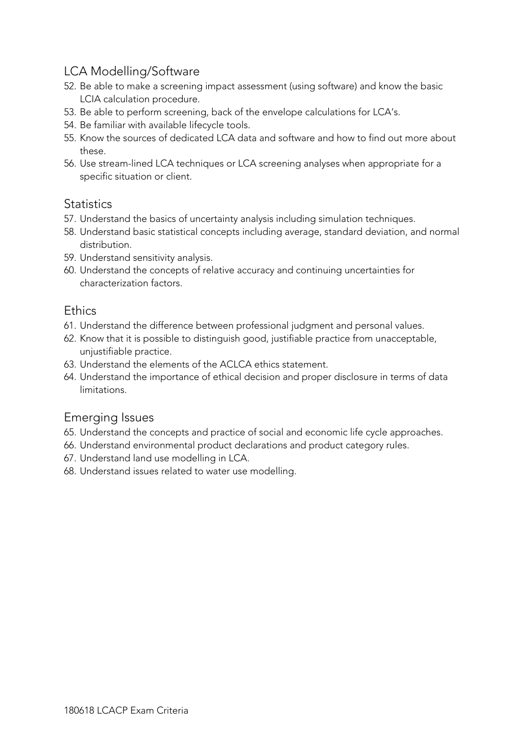## LCA Modelling/Software

52. Be able to make a screening impact assessment (using software) and know the basic LCIA calculation procedure.
53. Be able to perform screening, back of the envelope calculations for LCA's.
54. Be familiar with available lifecycle tools.
55. Know the sources of dedicated LCA data and software and how to find out more about these.
56. Use stream-lined LCA techniques or LCA screening analyses when appropriate for a specific situation or client.

## Statistics

57. Understand the basics of uncertainty analysis including simulation techniques.
58. Understand basic statistical concepts including average, standard deviation, and normal distribution.
59. Understand sensitivity analysis.
60. Understand the concepts of relative accuracy and continuing uncertainties for characterization factors.

## Ethics

61. Understand the difference between professional judgment and personal values.
62. Know that it is possible to distinguish good, justifiable practice from unacceptable, unjustifiable practice.
63. Understand the elements of the ACLCA ethics statement.
64. Understand the importance of ethical decision and proper disclosure in terms of data limitations.

## Emerging Issues

65. Understand the concepts and practice of social and economic life cycle approaches.
66. Understand environmental product declarations and product category rules.
67. Understand land use modelling in LCA.
68. Understand issues related to water use modelling.